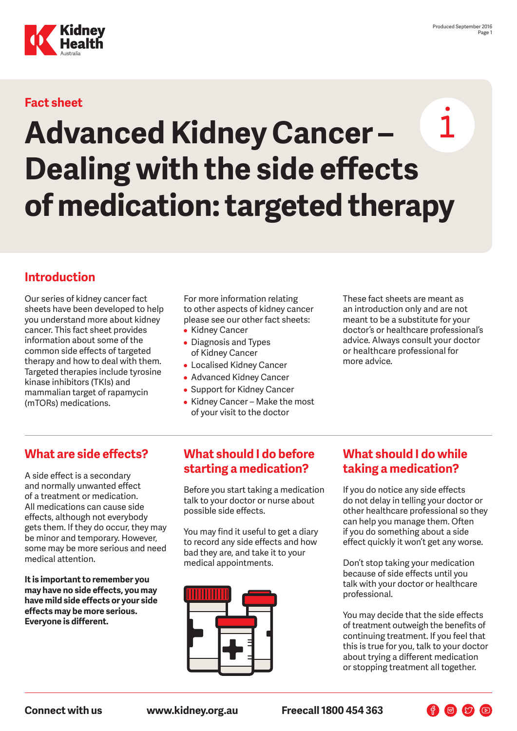Fact sheet

# Advanced Kidney Cancer – Dealing with the side effects of medication: targeted therapy

## Introduction

Our series of kidney cancer fact sheets have been developed to help you understand more about kidney cancer. This fact sheet provides information about some of the common side effects of targeted therapy and how to deal with them. Targeted therapies include tyrosine kinase inhibitors (TKIs) and mammalian target of rapamycin (mTORs) medications.

For more information relating to other aspects of kidney cancer please see our other fact sheets:

- Kidney Cancer
- Diagnosis and Types of Kidney Cancer
- Localised Kidney Cancer
- Advanced Kidney Cancer
- Support for Kidney Cancer
- Kidney Cancer – Make the most of your visit to the doctor

These fact sheets are meant as an introduction only and are not meant to be a substitute for your doctor's or healthcare professional's advice. Always consult your doctor or healthcare professional for more advice.

## What are side effects?

A side effect is a secondary and normally unwanted effect of a treatment or medication. All medications can cause side effects, although not everybody gets them. If they do occur, they may be minor and temporary. However, some may be more serious and need medical attention.

**It is important to remember you may have no side effects, you may have mild side effects or your side effects may be more serious. Everyone is different.**

## What should I do before starting a medication?

Before you start taking a medication talk to your doctor or nurse about possible side effects.

You may find it useful to get a diary to record any side effects and how bad they are, and take it to your medical appointments.

## What should I do while taking a medication?

If you do notice any side effects do not delay in telling your doctor or other healthcare professional so they can help you manage them. Often if you do something about a side effect quickly it won't get any worse.

Don't stop taking your medication because of side effects until you talk with your doctor or healthcare professional.

You may decide that the side effects of treatment outweigh the benefits of continuing treatment. If you feel that this is true for you, talk to your doctor about trying a different medication or stopping treatment all together.

**Connect with us** **www.kidney.org.au** **Freecall 1800 454 363**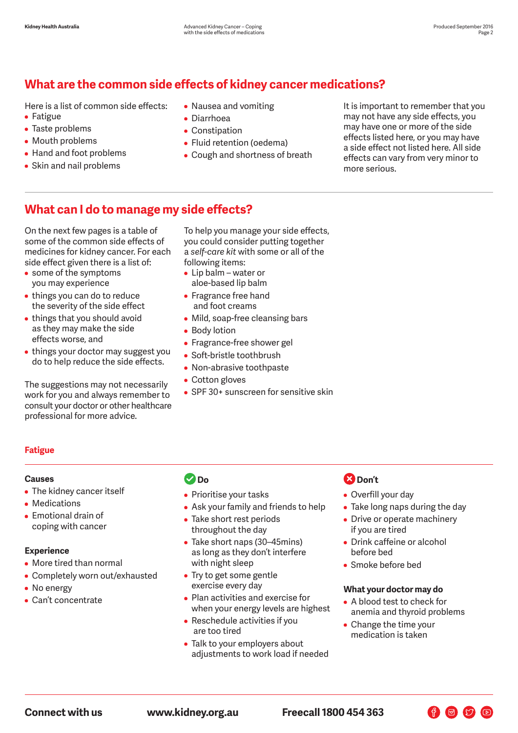## What are the common side effects of kidney cancer medications?

Here is a list of common side effects:

- Fatigue
- Taste problems
- Mouth problems
- Hand and foot problems
- Skin and nail problems
- Nausea and vomiting
- Diarrhoea
- Constipation
- Fluid retention (oedema)
- Cough and shortness of breath

It is important to remember that you may not have any side effects, you may have one or more of the side effects listed here, or you may have a side effect not listed here. All side effects can vary from very minor to more serious.

## What can I do to manage my side effects?

On the next few pages is a table of some of the common side effects of medicines for kidney cancer. For each side effect given there is a list of:

- some of the symptoms you may experience
- things you can do to reduce the severity of the side effect
- things that you should avoid as they may make the side effects worse, and
- things your doctor may suggest you do to help reduce the side effects.

The suggestions may not necessarily work for you and always remember to consult your doctor or other healthcare professional for more advice.

To help you manage your side effects, you could consider putting together a *self-care kit* with some or all of the following items:

- Lip balm – water or aloe-based lip balm
- Fragrance free hand and foot creams
- Mild, soap-free cleansing bars
- Body lotion
- Fragrance-free shower gel
- Soft-bristle toothbrush
- Non-abrasive toothpaste
- Cotton gloves
- SPF 30+ sunscreen for sensitive skin

### Fatigue

**Causes**

- The kidney cancer itself
- Medications
- Emotional drain of coping with cancer

**Experience**

- More tired than normal
- Completely worn out/exhausted
- No energy
- Can't concentrate

**Do**

- Prioritise your tasks
- Ask your family and friends to help
- Take short rest periods throughout the day
- Take short naps (30–45mins) as long as they don't interfere with night sleep
- Try to get some gentle exercise every day
- Plan activities and exercise for when your energy levels are highest
- Reschedule activities if you are too tired
- Talk to your employers about adjustments to work load if needed

**Don't**

- Overfill your day
- Take long naps during the day
- Drive or operate machinery if you are tired
- Drink caffeine or alcohol before bed
- Smoke before bed

**What your doctor may do**

- A blood test to check for anemia and thyroid problems
- Change the time your medication is taken

**Connect with us** **www.kidney.org.au** **Freecall 1800 454 363**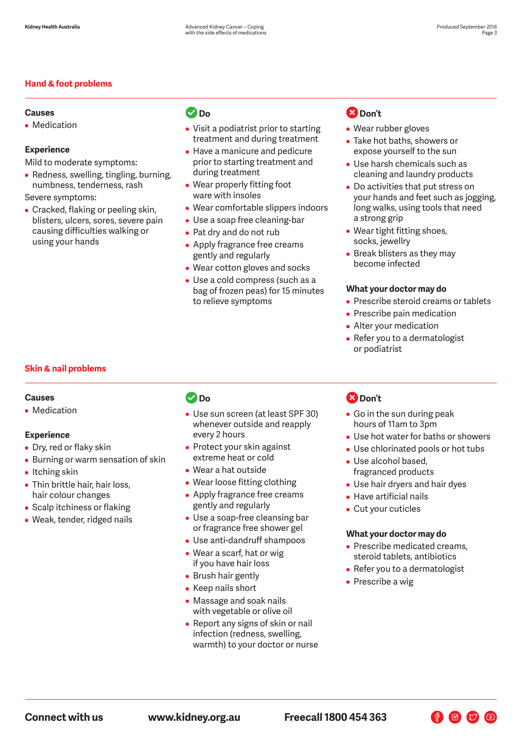## Hand & foot problems

### Causes

- Medication

### Experience

Mild to moderate symptoms:

- Redness, swelling, tingling, burning, numbness, tenderness, rash

Severe symptoms:

- Cracked, flaking or peeling skin, blisters, ulcers, sores, severe pain causing difficulties walking or using your hands

### Do

- Visit a podiatrist prior to starting treatment and during treatment
- Have a manicure and pedicure prior to starting treatment and during treatment
- Wear properly fitting foot ware with insoles
- Wear comfortable slippers indoors
- Use a soap free cleaning-bar
- Pat dry and do not rub
- Apply fragrance free creams gently and regularly
- Wear cotton gloves and socks
- Use a cold compress (such as a bag of frozen peas) for 15 minutes to relieve symptoms

### Don't

- Wear rubber gloves
- Take hot baths, showers or expose yourself to the sun
- Use harsh chemicals such as cleaning and laundry products
- Do activities that put stress on your hands and feet such as jogging, long walks, using tools that need a strong grip
- Wear tight fitting shoes, socks, jewellry
- Break blisters as they may become infected

### What your doctor may do

- Prescribe steroid creams or tablets
- Prescribe pain medication
- Alter your medication
- Refer you to a dermatologist or podiatrist

## Skin & nail problems

### Causes

- Medication

### Experience

- Dry, red or flaky skin
- Burning or warm sensation of skin
- Itching skin
- Thin brittle hair, hair loss, hair colour changes
- Scalp itchiness or flaking
- Weak, tender, ridged nails

### Do

- Use sun screen (at least SPF 30) whenever outside and reapply every 2 hours
- Protect your skin against extreme heat or cold
- Wear a hat outside
- Wear loose fitting clothing
- Apply fragrance free creams gently and regularly
- Use a soap-free cleansing bar or fragrance free shower gel
- Use anti-dandruff shampoos
- Wear a scarf, hat or wig if you have hair loss
- Brush hair gently
- Keep nails short
- Massage and soak nails with vegetable or olive oil
- Report any signs of skin or nail infection (redness, swelling, warmth) to your doctor or nurse

### Don't

- Go in the sun during peak hours of 11am to 3pm
- Use hot water for baths or showers
- Use chlorinated pools or hot tubs
- Use alcohol based, fragranced products
- Use hair dryers and hair dyes
- Have artificial nails
- Cut your cuticles

### What your doctor may do

- Prescribe medicated creams, steroid tablets, antibiotics
- Refer you to a dermatologist
- Prescribe a wig

**Connect with us** **www.kidney.org.au** **Freecall 1800 454 363**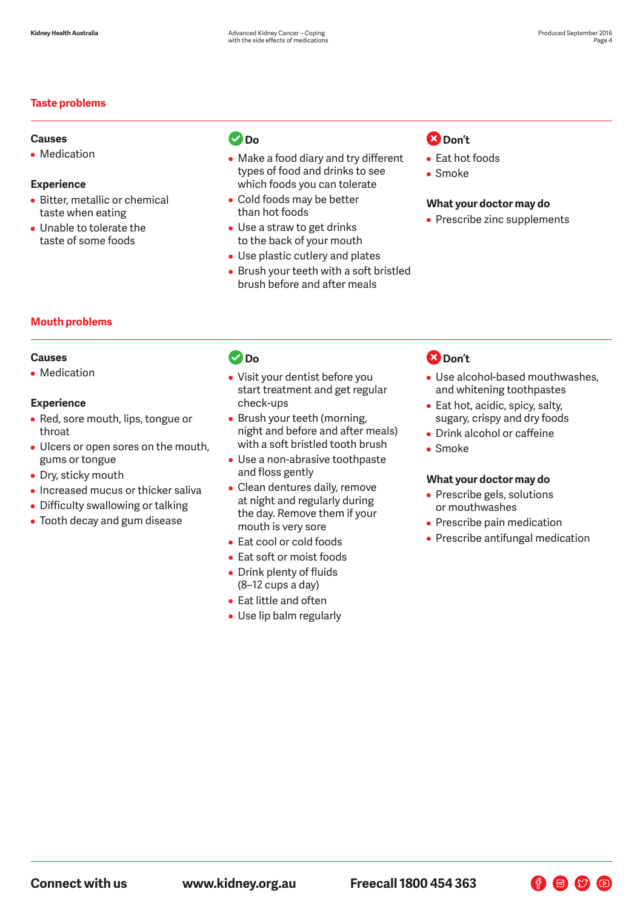## Taste problems

### Causes

- Medication

### Experience

- Bitter, metallic or chemical taste when eating
- Unable to tolerate the taste of some foods

### Do

- Make a food diary and try different types of food and drinks to see which foods you can tolerate
- Cold foods may be better than hot foods
- Use a straw to get drinks to the back of your mouth
- Use plastic cutlery and plates
- Brush your teeth with a soft bristled brush before and after meals

### Don't

- Eat hot foods
- Smoke

### What your doctor may do

- Prescribe zinc supplements

## Mouth problems

### Causes

- Medication

### Experience

- Red, sore mouth, lips, tongue or throat
- Ulcers or open sores on the mouth, gums or tongue
- Dry, sticky mouth
- Increased mucus or thicker saliva
- Difficulty swallowing or talking
- Tooth decay and gum disease

### Do

- Visit your dentist before you start treatment and get regular check-ups
- Brush your teeth (morning, night and before and after meals) with a soft bristled tooth brush
- Use a non-abrasive toothpaste and floss gently
- Clean dentures daily, remove at night and regularly during the day. Remove them if your mouth is very sore
- Eat cool or cold foods
- Eat soft or moist foods
- Drink plenty of fluids (8–12 cups a day)
- Eat little and often
- Use lip balm regularly

### Don't

- Use alcohol-based mouthwashes, and whitening toothpastes
- Eat hot, acidic, spicy, salty, sugary, crispy and dry foods
- Drink alcohol or caffeine
- Smoke

### What your doctor may do

- Prescribe gels, solutions or mouthwashes
- Prescribe pain medication
- Prescribe antifungal medication

**Connect with us** **www.kidney.org.au** **Freecall 1800 454 363**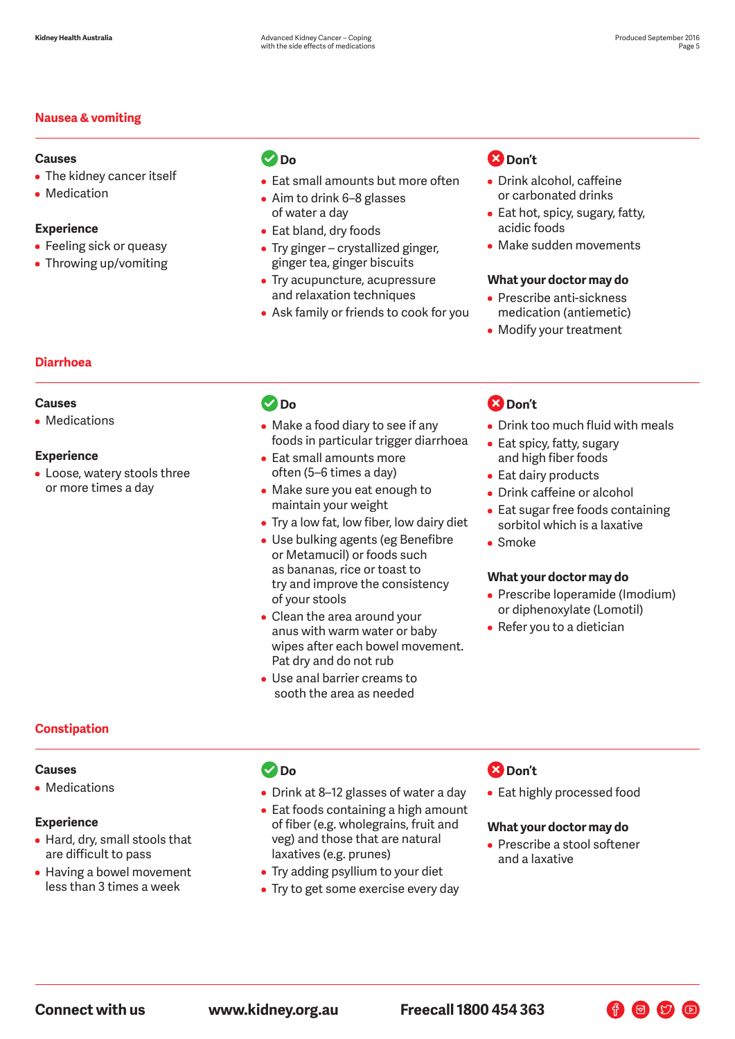## Nausea & vomiting

**Causes**

- The kidney cancer itself
- Medication

**Experience**

- Feeling sick or queasy
- Throwing up/vomiting

**Do**

- Eat small amounts but more often
- Aim to drink 6–8 glasses of water a day
- Eat bland, dry foods
- Try ginger – crystallized ginger, ginger tea, ginger biscuits
- Try acupuncture, acupressure and relaxation techniques
- Ask family or friends to cook for you

**Don't**

- Drink alcohol, caffeine or carbonated drinks
- Eat hot, spicy, sugary, fatty, acidic foods
- Make sudden movements

**What your doctor may do**

- Prescribe anti-sickness medication (antiemetic)
- Modify your treatment

## Diarrhoea

**Causes**

- Medications

**Experience**

- Loose, watery stools three or more times a day

**Do**

- Make a food diary to see if any foods in particular trigger diarrhoea
- Eat small amounts more often (5–6 times a day)
- Make sure you eat enough to maintain your weight
- Try a low fat, low fiber, low dairy diet
- Use bulking agents (eg Benefibre or Metamucil) or foods such as bananas, rice or toast to try and improve the consistency of your stools
- Clean the area around your anus with warm water or baby wipes after each bowel movement. Pat dry and do not rub
- Use anal barrier creams to sooth the area as needed

**Don't**

- Drink too much fluid with meals
- Eat spicy, fatty, sugary and high fiber foods
- Eat dairy products
- Drink caffeine or alcohol
- Eat sugar free foods containing sorbitol which is a laxative
- Smoke

**What your doctor may do**

- Prescribe loperamide (Imodium) or diphenoxylate (Lomotil)
- Refer you to a dietician

## Constipation

**Causes**

- Medications

**Experience**

- Hard, dry, small stools that are difficult to pass
- Having a bowel movement less than 3 times a week

**Do**

- Drink at 8–12 glasses of water a day
- Eat foods containing a high amount of fiber (e.g. wholegrains, fruit and veg) and those that are natural laxatives (e.g. prunes)
- Try adding psyllium to your diet
- Try to get some exercise every day

**Don't**

- Eat highly processed food

**What your doctor may do**

- Prescribe a stool softener and a laxative

**Connect with us** **www.kidney.org.au** **Freecall 1800 454 363**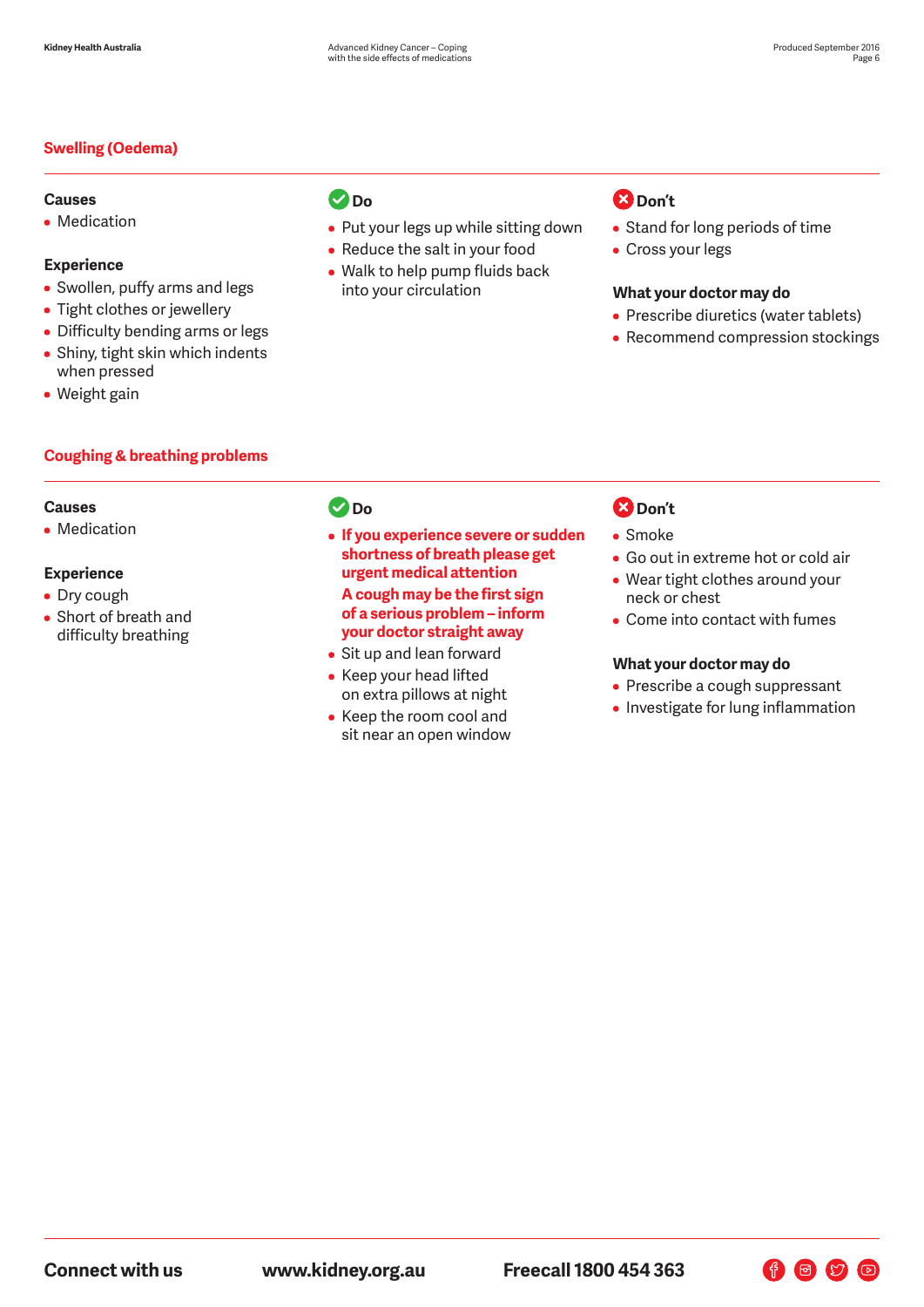## Swelling (Oedema)

### Causes

- Medication

### Experience

- Swollen, puffy arms and legs
- Tight clothes or jewellery
- Difficulty bending arms or legs
- Shiny, tight skin which indents when pressed
- Weight gain

### Do

- Put your legs up while sitting down
- Reduce the salt in your food
- Walk to help pump fluids back into your circulation

### Don't

- Stand for long periods of time
- Cross your legs

### What your doctor may do

- Prescribe diuretics (water tablets)
- Recommend compression stockings

## Coughing & breathing problems

### Causes

- Medication

### Experience

- Dry cough
- Short of breath and difficulty breathing

### Do

- **If you experience severe or sudden shortness of breath please get urgent medical attention**
  **A cough may be the first sign of a serious problem – inform your doctor straight away**
- Sit up and lean forward
- Keep your head lifted on extra pillows at night
- Keep the room cool and sit near an open window

### Don't

- Smoke
- Go out in extreme hot or cold air
- Wear tight clothes around your neck or chest
- Come into contact with fumes

### What your doctor may do

- Prescribe a cough suppressant
- Investigate for lung inflammation

**Connect with us** **www.kidney.org.au** **Freecall 1800 454 363**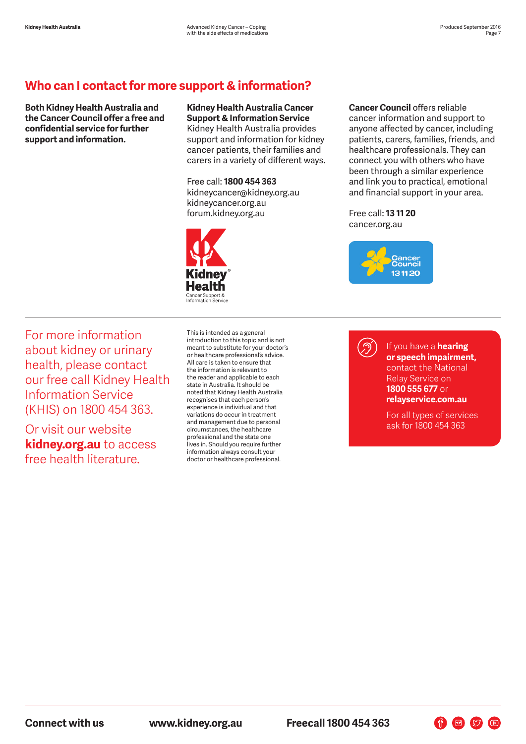## Who can I contact for more support & information?

**Both Kidney Health Australia and the Cancer Council offer a free and confidential service for further support and information.**

**Kidney Health Australia Cancer Support & Information Service**
Kidney Health Australia provides support and information for kidney cancer patients, their families and carers in a variety of different ways.

Free call: **1800 454 363**
kidneycancer@kidney.org.au
kidneycancer.org.au
forum.kidney.org.au

**Cancer Council** offers reliable cancer information and support to anyone affected by cancer, including patients, carers, families, friends, and healthcare professionals. They can connect you with others who have been through a similar experience and link you to practical, emotional and financial support in your area.

Free call: **13 11 20**
cancer.org.au

For more information about kidney or urinary health, please contact our free call Kidney Health Information Service (KHIS) on 1800 454 363.

Or visit our website **kidney.org.au** to access free health literature.

This is intended as a general introduction to this topic and is not meant to substitute for your doctor's or healthcare professional's advice. All care is taken to ensure that the information is relevant to the reader and applicable to each state in Australia. It should be noted that Kidney Health Australia recognises that each person's experience is individual and that variations do occur in treatment and management due to personal circumstances, the healthcare professional and the state one lives in. Should you require further information always consult your doctor or healthcare professional.

If you have a **hearing or speech impairment,** contact the National Relay Service on **1800 555 677** or **relayservice.com.au**

For all types of services ask for 1800 454 363

**Connect with us** **www.kidney.org.au** **Freecall 1800 454 363**